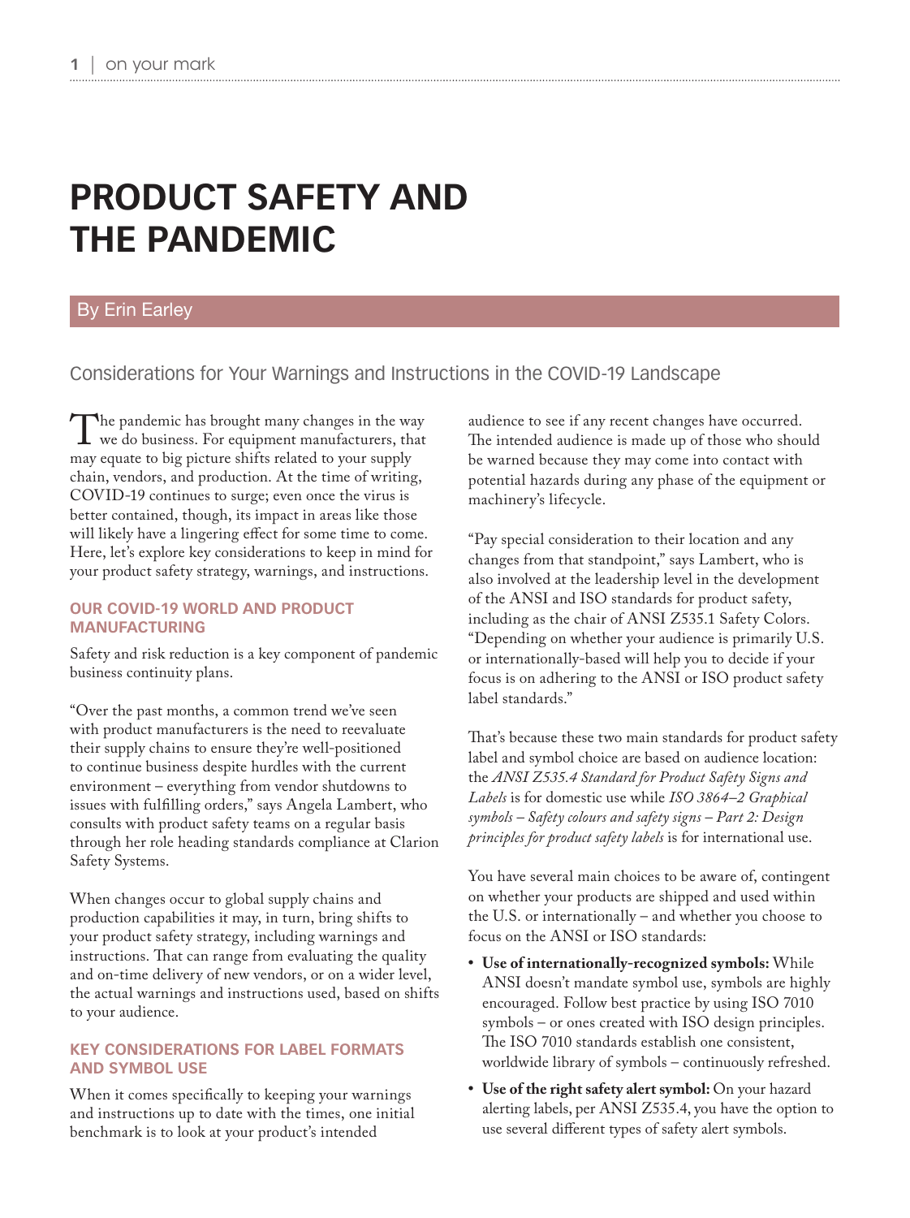# PRODUCT SAFETY AND THE PANDEMIC

By Erin Earley

## Considerations for Your Warnings and Instructions in the COVID-19 Landscape

The pandemic has brought many changes in the way we do business. For equipment manufacturers, that may equate to big picture shifts related to your supply chain, vendors, and production. At the time of writing, COVID-19 continues to surge; even once the virus is better contained, though, its impact in areas like those will likely have a lingering effect for some time to come. Here, let's explore key considerations to keep in mind for your product safety strategy, warnings, and instructions.

### OUR COVID-19 WORLD AND PRODUCT MANUFACTURING

Safety and risk reduction is a key component of pandemic business continuity plans.

"Over the past months, a common trend we've seen with product manufacturers is the need to reevaluate their supply chains to ensure they're well-positioned to continue business despite hurdles with the current environment – everything from vendor shutdowns to issues with fulfilling orders," says Angela Lambert, who consults with product safety teams on a regular basis through her role heading standards compliance at Clarion Safety Systems.

When changes occur to global supply chains and production capabilities it may, in turn, bring shifts to your product safety strategy, including warnings and instructions. That can range from evaluating the quality and on-time delivery of new vendors, or on a wider level, the actual warnings and instructions used, based on shifts to your audience.

### KEY CONSIDERATIONS FOR LABEL FORMATS AND SYMBOL USE

When it comes specifically to keeping your warnings and instructions up to date with the times, one initial benchmark is to look at your product's intended audience to see if any recent changes have occurred. The intended audience is made up of those who should be warned because they may come into contact with potential hazards during any phase of the equipment or machinery's lifecycle.

"Pay special consideration to their location and any changes from that standpoint," says Lambert, who is also involved at the leadership level in the development of the ANSI and ISO standards for product safety, including as the chair of ANSI Z535.1 Safety Colors. "Depending on whether your audience is primarily U.S. or internationally-based will help you to decide if your focus is on adhering to the ANSI or ISO product safety label standards."

That's because these two main standards for product safety label and symbol choice are based on audience location: the *ANSI Z535.4 Standard for Product Safety Signs and Labels* is for domestic use while *ISO 3864–2 Graphical symbols – Safety colours and safety signs – Part 2: Design principles for product safety labels* is for international use.

You have several main choices to be aware of, contingent on whether your products are shipped and used within the U.S. or internationally – and whether you choose to focus on the ANSI or ISO standards:

- **Use of internationally-recognized symbols:** While ANSI doesn't mandate symbol use, symbols are highly encouraged. Follow best practice by using ISO 7010 symbols – or ones created with ISO design principles. The ISO 7010 standards establish one consistent, worldwide library of symbols – continuously refreshed.
- **Use of the right safety alert symbol:** On your hazard alerting labels, per ANSI Z535.4, you have the option to use several different types of safety alert symbols.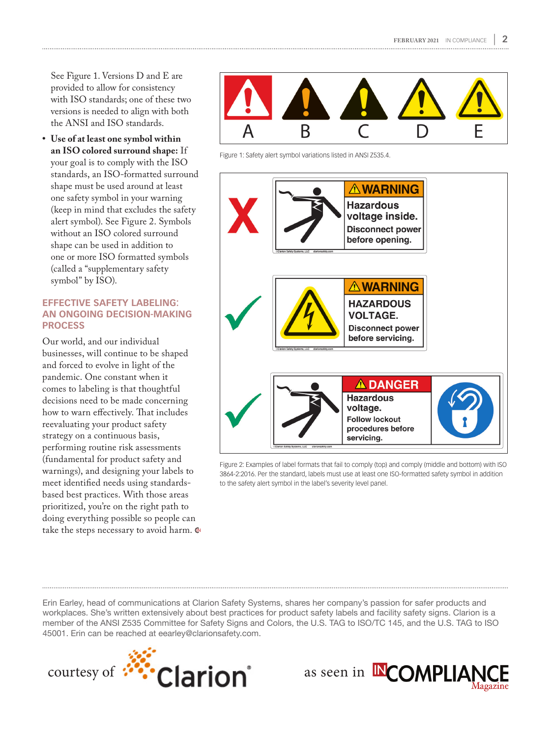See Figure 1. Versions D and E are provided to allow for consistency with ISO standards; one of these two versions is needed to align with both the ANSI and ISO standards.

- **Use of at least one symbol within an ISO colored surround shape:** If your goal is to comply with the ISO standards, an ISO-formatted surround shape must be used around at least one safety symbol in your warning (keep in mind that excludes the safety alert symbol). See Figure 2. Symbols without an ISO colored surround shape can be used in addition to one or more ISO formatted symbols (called a "supplementary safety symbol" by ISO).

A B C D E

Figure 1: Safety alert symbol variations listed in ANSI Z535.4.

WARNING
Hazardous voltage inside.
Disconnect power before opening.

WARNING
HAZARDOUS VOLTAGE.
Disconnect power before servicing.

DANGER
Hazardous voltage.
Follow lockout procedures before servicing.

Figure 2: Examples of label formats that fail to comply (top) and comply (middle and bottom) with ISO 3864-2:2016. Per the standard, labels must use at least one ISO-formatted safety symbol in addition to the safety alert symbol in the label's severity level panel.

## EFFECTIVE SAFETY LABELING: AN ONGOING DECISION-MAKING PROCESS

Our world, and our individual businesses, will continue to be shaped and forced to evolve in light of the pandemic. One constant when it comes to labeling is that thoughtful decisions need to be made concerning how to warn effectively. That includes reevaluating your product safety strategy on a continuous basis, performing routine risk assessments (fundamental for product safety and warnings), and designing your labels to meet identified needs using standards-based best practices. With those areas prioritized, you're on the right path to doing everything possible so people can take the steps necessary to avoid harm.

Erin Earley, head of communications at Clarion Safety Systems, shares her company's passion for safer products and workplaces. She's written extensively about best practices for product safety labels and facility safety signs. Clarion is a member of the ANSI Z535 Committee for Safety Signs and Colors, the U.S. TAG to ISO/TC 145, and the U.S. TAG to ISO 45001. Erin can be reached at eearley@clarionsafety.com.

courtesy of Clarion® as seen in IN COMPLIANCE Magazine